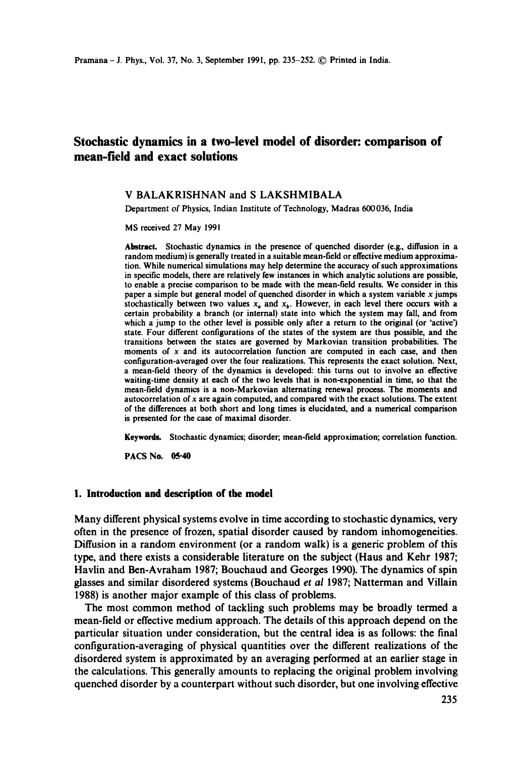# Stochastic dynamics in a two-level model of disorder: comparison of mean-field and exact solutions

V BALAKRISHNAN and S LAKSHMIBALA

Department of Physics, Indian Institute of Technology, Madras 600036, India

MS received 27 May 1991

**Abstract.** Stochastic dynamics in the presence of quenched disorder (e.g., diffusion in a random medium) is generally treated in a suitable mean-field or effective medium approximation. While numerical simulations may help determine the accuracy of such approximations in specific models, there are relatively few instances in which analytic solutions are possible, to enable a precise comparison to be made with the mean-field results. We consider in this paper a simple but general model of quenched disorder in which a system variable $x$ jumps stochastically between two values $x_a$ and $x_b$. However, in each level there occurs with a certain probability a branch (or internal) state into which the system may fall, and from which a jump to the other level is possible only after a return to the original (or 'active') state. Four different configurations of the states of the system are thus possible, and the transitions between the states are governed by Markovian transition probabilities. The moments of $x$ and its autocorrelation function are computed in each case, and then configuration-averaged over the four realizations. This represents the exact solution. Next, a mean-field theory of the dynamics is developed: this turns out to involve an effective waiting-time density at each of the two levels that is non-exponential in time, so that the mean-field dynamics is a non-Markovian alternating renewal process. The moments and autocorrelation of $x$ are again computed, and compared with the exact solutions. The extent of the differences at both short and long times is elucidated, and a numerical comparison is presented for the case of maximal disorder.

**Keywords.** Stochastic dynamics; disorder; mean-field approximation; correlation function.

**PACS No.** 05·40

## 1. Introduction and description of the model

Many different physical systems evolve in time according to stochastic dynamics, very often in the presence of frozen, spatial disorder caused by random inhomogeneities. Diffusion in a random environment (or a random walk) is a generic problem of this type, and there exists a considerable literature on the subject (Haus and Kehr 1987; Havlin and Ben-Avraham 1987; Bouchaud and Georges 1990). The dynamics of spin glasses and similar disordered systems (Bouchaud *et al* 1987; Natterman and Villain 1988) is another major example of this class of problems.

The most common method of tackling such problems may be broadly termed a mean-field or effective medium approach. The details of this approach depend on the particular situation under consideration, but the central idea is as follows: the final configuration-averaging of physical quantities over the different realizations of the disordered system is approximated by an averaging performed at an earlier stage in the calculations. This generally amounts to replacing the original problem involving quenched disorder by a counterpart without such disorder, but one involving effective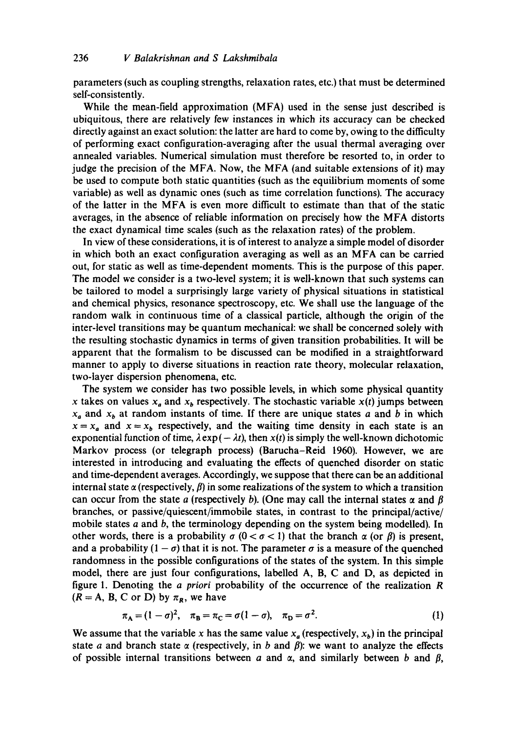parameters (such as coupling strengths, relaxation rates, etc.) that must be determined self-consistently.

While the mean-field approximation (MFA) used in the sense just described is ubiquitous, there are relatively few instances in which its accuracy can be checked directly against an exact solution: the latter are hard to come by, owing to the difficulty of performing exact configuration-averaging after the usual thermal averaging over annealed variables. Numerical simulation must therefore be resorted to, in order to judge the precision of the MFA. Now, the MFA (and suitable extensions of it) may be used to compute both static quantities (such as the equilibrium moments of some variable) as well as dynamic ones (such as time correlation functions). The accuracy of the latter in the MFA is even more difficult to estimate than that of the static averages, in the absence of reliable information on precisely how the MFA distorts the exact dynamical time scales (such as the relaxation rates) of the problem.

In view of these considerations, it is of interest to analyze a simple model of disorder in which both an exact configuration averaging as well as an MFA can be carried out, for static as well as time-dependent moments. This is the purpose of this paper. The model we consider is a two-level system; it is well-known that such systems can be tailored to model a surprisingly large variety of physical situations in statistical and chemical physics, resonance spectroscopy, etc. We shall use the language of the random walk in continuous time of a classical particle, although the origin of the inter-level transitions may be quantum mechanical: we shall be concerned solely with the resulting stochastic dynamics in terms of given transition probabilities. It will be apparent that the formalism to be discussed can be modified in a straightforward manner to apply to diverse situations in reaction rate theory, molecular relaxation, two-layer dispersion phenomena, etc.

The system we consider has two possible levels, in which some physical quantity $x$ takes on values $x_a$ and $x_b$ respectively. The stochastic variable $x(t)$ jumps between $x_a$ and $x_b$ at random instants of time. If there are unique states $a$ and $b$ in which $x = x_a$ and $x = x_b$ respectively, and the waiting time density in each state is an exponential function of time, $\lambda \exp(-\lambda t)$, then $x(t)$ is simply the well-known dichotomic Markov process (or telegraph process) (Barucha–Reid 1960). However, we are interested in introducing and evaluating the effects of quenched disorder on static and time-dependent averages. Accordingly, we suppose that there can be an additional internal state $\alpha$ (respectively, $\beta$) in some realizations of the system to which a transition can occur from the state $a$ (respectively $b$). (One may call the internal states $\alpha$ and $\beta$ branches, or passive/quiescent/immobile states, in contrast to the principal/active/mobile states $a$ and $b$, the terminology depending on the system being modelled). In other words, there is a probability $\sigma$ $(0 < \sigma < 1)$ that the branch $\alpha$ (or $\beta$) is present, and a probability $(1 - \sigma)$ that it is not. The parameter $\sigma$ is a measure of the quenched randomness in the possible configurations of the states of the system. In this simple model, there are just four configurations, labelled A, B, C and D, as depicted in figure 1. Denoting the *a priori* probability of the occurrence of the realization $R$ $(R = \text{A, B, C or D})$ by $\pi_R$, we have

$$\pi_{\text{A}} = (1 - \sigma)^2, \quad \pi_{\text{B}} = \pi_{\text{C}} = \sigma(1 - \sigma), \quad \pi_{\text{D}} = \sigma^2. \tag{1}$$

We assume that the variable $x$ has the same value $x_a$ (respectively, $x_b$) in the principal state $a$ and branch state $\alpha$ (respectively, in $b$ and $\beta$): we want to analyze the effects of possible internal transitions between $a$ and $\alpha$, and similarly between $b$ and $\beta$,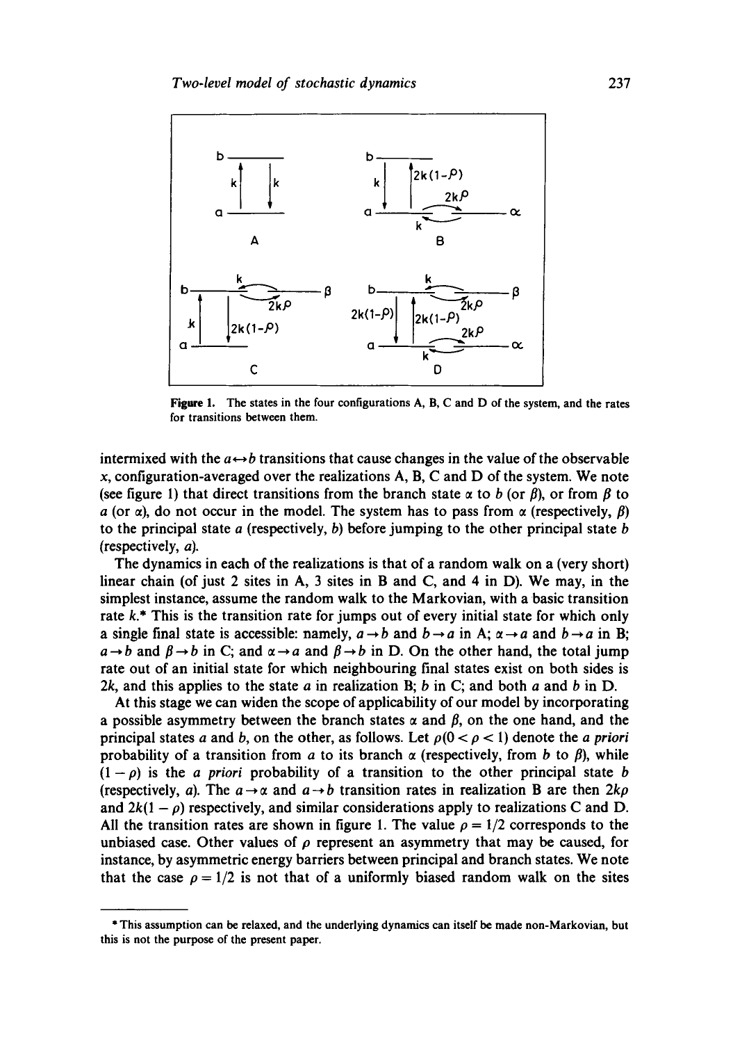**Figure 1.** The states in the four configurations A, B, C and D of the system, and the rates for transitions between them.

intermixed with the $a \leftrightarrow b$ transitions that cause changes in the value of the observable $x$, configuration-averaged over the realizations A, B, C and D of the system. We note (see figure 1) that direct transitions from the branch state $\alpha$ to $b$ (or $\beta$), or from $\beta$ to $a$ (or $\alpha$), do not occur in the model. The system has to pass from $\alpha$ (respectively, $\beta$) to the principal state $a$ (respectively, $b$) before jumping to the other principal state $b$ (respectively, $a$).

The dynamics in each of the realizations is that of a random walk on a (very short) linear chain (of just 2 sites in A, 3 sites in B and C, and 4 in D). We may, in the simplest instance, assume the random walk to the Markovian, with a basic transition rate $k$.* This is the transition rate for jumps out of every initial state for which only a single final state is accessible: namely, $a \to b$ and $b \to a$ in A; $\alpha \to a$ and $b \to a$ in B; $a \to b$ and $\beta \to b$ in C; and $\alpha \to a$ and $\beta \to b$ in D. On the other hand, the total jump rate out of an initial state for which neighbouring final states exist on both sides is $2k$, and this applies to the state $a$ in realization B; $b$ in C; and both $a$ and $b$ in D.

At this stage we can widen the scope of applicability of our model by incorporating a possible asymmetry between the branch states $\alpha$ and $\beta$, on the one hand, and the principal states $a$ and $b$, on the other, as follows. Let $\rho (0 < \rho < 1)$ denote the *a priori* probability of a transition from $a$ to its branch $\alpha$ (respectively, from $b$ to $\beta$), while $(1 - \rho)$ is the *a priori* probability of a transition to the other principal state $b$ (respectively, $a$). The $a \to \alpha$ and $a \to b$ transition rates in realization B are then $2k\rho$ and $2k(1 - \rho)$ respectively, and similar considerations apply to realizations C and D. All the transition rates are shown in figure 1. The value $\rho = 1/2$ corresponds to the unbiased case. Other values of $\rho$ represent an asymmetry that may be caused, for instance, by asymmetric energy barriers between principal and branch states. We note that the case $\rho = 1/2$ is not that of a uniformly biased random walk on the sites

* This assumption can be relaxed, and the underlying dynamics can itself be made non-Markovian, but this is not the purpose of the present paper.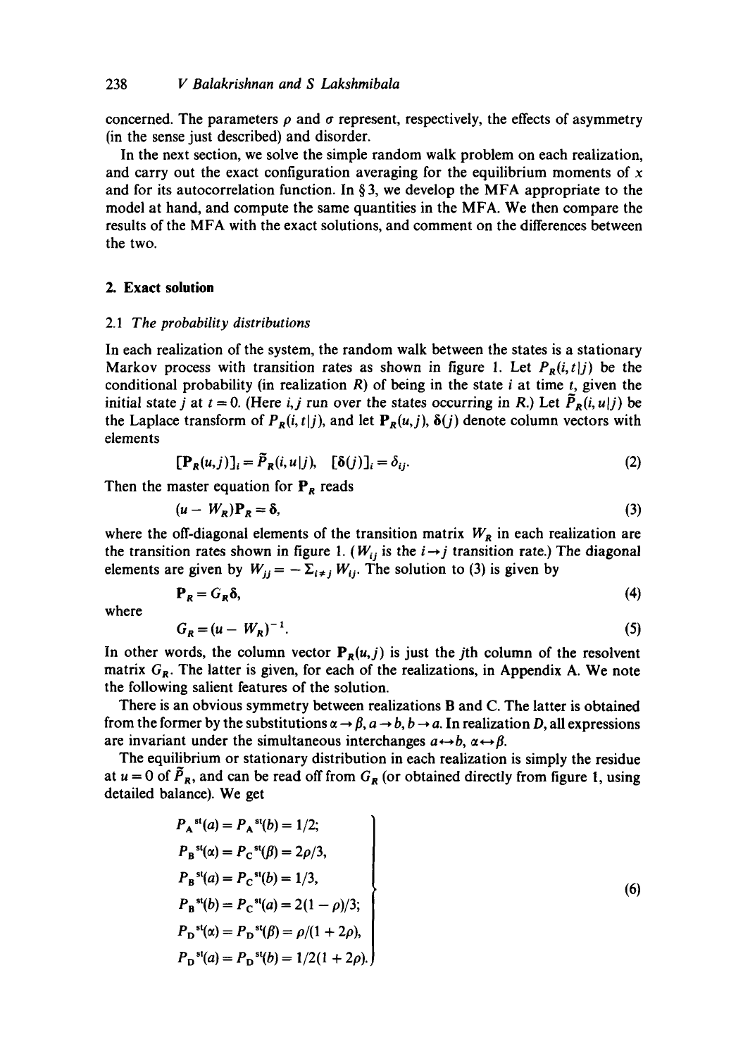concerned. The parameters $\rho$ and $\sigma$ represent, respectively, the effects of asymmetry (in the sense just described) and disorder.

In the next section, we solve the simple random walk problem on each realization, and carry out the exact configuration averaging for the equilibrium moments of $x$ and for its autocorrelation function. In § 3, we develop the MFA appropriate to the model at hand, and compute the same quantities in the MFA. We then compare the results of the MFA with the exact solutions, and comment on the differences between the two.

## 2. Exact solution

### 2.1 *The probability distributions*

In each realization of the system, the random walk between the states is a stationary Markov process with transition rates as shown in figure 1. Let $P_R(i,t|j)$ be the conditional probability (in realization $R$) of being in the state $i$ at time $t$, given the initial state $j$ at $t=0$. (Here $i,j$ run over the states occurring in $R$.) Let $\tilde{P}_R(i,u|j)$ be the Laplace transform of $P_R(i,t|j)$, and let $\mathbf{P}_R(u,j)$, $\boldsymbol{\delta}(j)$ denote column vectors with elements

$$[\mathbf{P}_R(u,j)]_i = \tilde{P}_R(i,u|j), \quad [\boldsymbol{\delta}(j)]_i = \delta_{ij}. \tag{2}$$

Then the master equation for $\mathbf{P}_R$ reads

$$(u - W_R)\mathbf{P}_R = \boldsymbol{\delta}, \tag{3}$$

where the off-diagonal elements of the transition matrix $W_R$ in each realization are the transition rates shown in figure 1. ($W_{ij}$ is the $i \to j$ transition rate.) The diagonal elements are given by $W_{jj} = -\Sigma_{i \neq j} W_{ij}$. The solution to (3) is given by

$$\mathbf{P}_R = G_R \boldsymbol{\delta}, \tag{4}$$

where

$$G_R = (u - W_R)^{-1}. \tag{5}$$

In other words, the column vector $\mathbf{P}_R(u,j)$ is just the $j$th column of the resolvent matrix $G_R$. The latter is given, for each of the realizations, in Appendix A. We note the following salient features of the solution.

There is an obvious symmetry between realizations B and C. The latter is obtained from the former by the substitutions $\alpha \to \beta$, $a \to b$, $b \to a$. In realization $D$, all expressions are invariant under the simultaneous interchanges $a \leftrightarrow b$, $\alpha \leftrightarrow \beta$.

The equilibrium or stationary distribution in each realization is simply the residue at $u=0$ of $\tilde{P}_R$, and can be read off from $G_R$ (or obtained directly from figure 1, using detailed balance). We get

$$\left.\begin{aligned}
&P_{\mathrm{A}}^{\mathrm{st}}(a) = P_{\mathrm{A}}^{\mathrm{st}}(b) = 1/2;\\
&P_{\mathrm{B}}^{\mathrm{st}}(\alpha) = P_{\mathrm{C}}^{\mathrm{st}}(\beta) = 2\rho/3,\\
&P_{\mathrm{B}}^{\mathrm{st}}(a) = P_{\mathrm{C}}^{\mathrm{st}}(b) = 1/3,\\
&P_{\mathrm{B}}^{\mathrm{st}}(b) = P_{\mathrm{C}}^{\mathrm{st}}(a) = 2(1-\rho)/3;\\
&P_{\mathrm{D}}^{\mathrm{st}}(\alpha) = P_{\mathrm{D}}^{\mathrm{st}}(\beta) = \rho/(1+2\rho),\\
&P_{\mathrm{D}}^{\mathrm{st}}(a) = P_{\mathrm{D}}^{\mathrm{st}}(b) = 1/2(1+2\rho).
\end{aligned}\right\} \tag{6}$$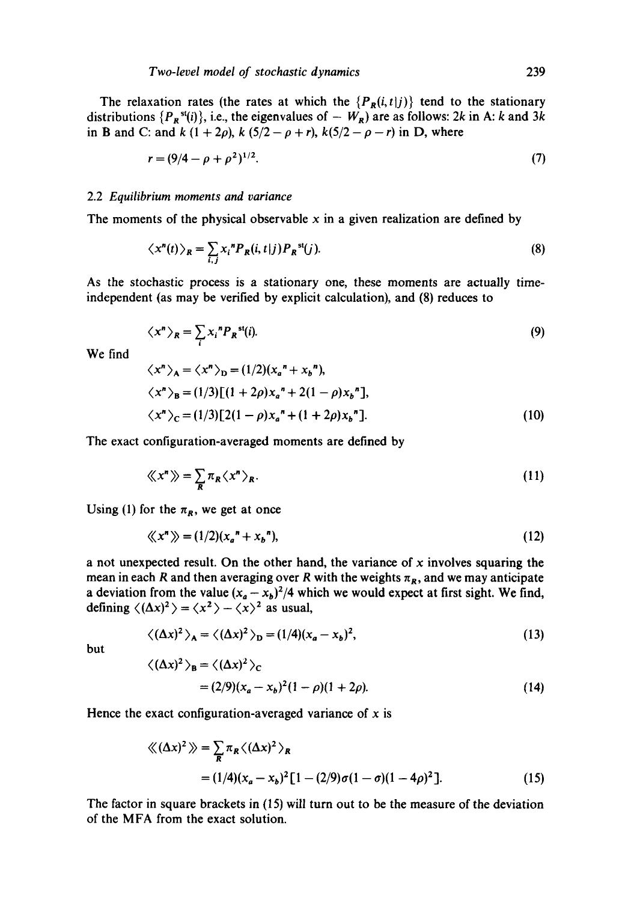The relaxation rates (the rates at which the $\{P_R(i,t|j)\}$ tend to the stationary distributions $\{P_R^{\,st}(i)\}$, i.e., the eigenvalues of $-W_R$) are as follows: $2k$ in A: $k$ and $3k$ in B and C: and $k(1+2\rho)$, $k(5/2-\rho+r)$, $k(5/2-\rho-r)$ in D, where

$$r = (9/4 - \rho + \rho^2)^{1/2}. \tag{7}$$

### 2.2 *Equilibrium moments and variance*

The moments of the physical observable $x$ in a given realization are defined by

$$\langle x^n(t)\rangle_R = \sum_{i,j} x_i^{\,n} P_R(i,t|j) P_R^{\,st}(j). \tag{8}$$

As the stochastic process is a stationary one, these moments are actually time-independent (as may be verified by explicit calculation), and (8) reduces to

$$\langle x^n\rangle_R = \sum_i x_i^{\,n} P_R^{\,st}(i). \tag{9}$$

We find

$$\begin{aligned}
\langle x^n\rangle_{\rm A} &= \langle x^n\rangle_{\rm D} = (1/2)(x_a^{\,n} + x_b^{\,n}),\\
\langle x^n\rangle_{\rm B} &= (1/3)[(1+2\rho)x_a^{\,n} + 2(1-\rho)x_b^{\,n}],\\
\langle x^n\rangle_{\rm C} &= (1/3)[2(1-\rho)x_a^{\,n} + (1+2\rho)x_b^{\,n}].
\end{aligned} \tag{10}$$

The exact configuration-averaged moments are defined by

$$\langle\!\langle x^n\rangle\!\rangle = \sum_R \pi_R \langle x^n\rangle_R. \tag{11}$$

Using (1) for the $\pi_R$, we get at once

$$\langle\!\langle x^n\rangle\!\rangle = (1/2)(x_a^{\,n} + x_b^{\,n}), \tag{12}$$

a not unexpected result. On the other hand, the variance of $x$ involves squaring the mean in each $R$ and then averaging over $R$ with the weights $\pi_R$, and we may anticipate a deviation from the value $(x_a - x_b)^2/4$ which we would expect at first sight. We find, defining $\langle(\Delta x)^2\rangle = \langle x^2\rangle - \langle x\rangle^2$ as usual,

$$\langle(\Delta x)^2\rangle_{\rm A} = \langle(\Delta x)^2\rangle_{\rm D} = (1/4)(x_a - x_b)^2, \tag{13}$$

but

$$\begin{aligned}
\langle(\Delta x)^2\rangle_{\rm B} &= \langle(\Delta x)^2\rangle_{\rm C}\\
&= (2/9)(x_a - x_b)^2(1-\rho)(1+2\rho).
\end{aligned} \tag{14}$$

Hence the exact configuration-averaged variance of $x$ is

$$\begin{aligned}
\langle\!\langle(\Delta x)^2\rangle\!\rangle &= \sum_R \pi_R \langle(\Delta x)^2\rangle_R\\
&= (1/4)(x_a - x_b)^2[1 - (2/9)\sigma(1-\sigma)(1-4\rho)^2].
\end{aligned} \tag{15}$$

The factor in square brackets in (15) will turn out to be the measure of the deviation of the MFA from the exact solution.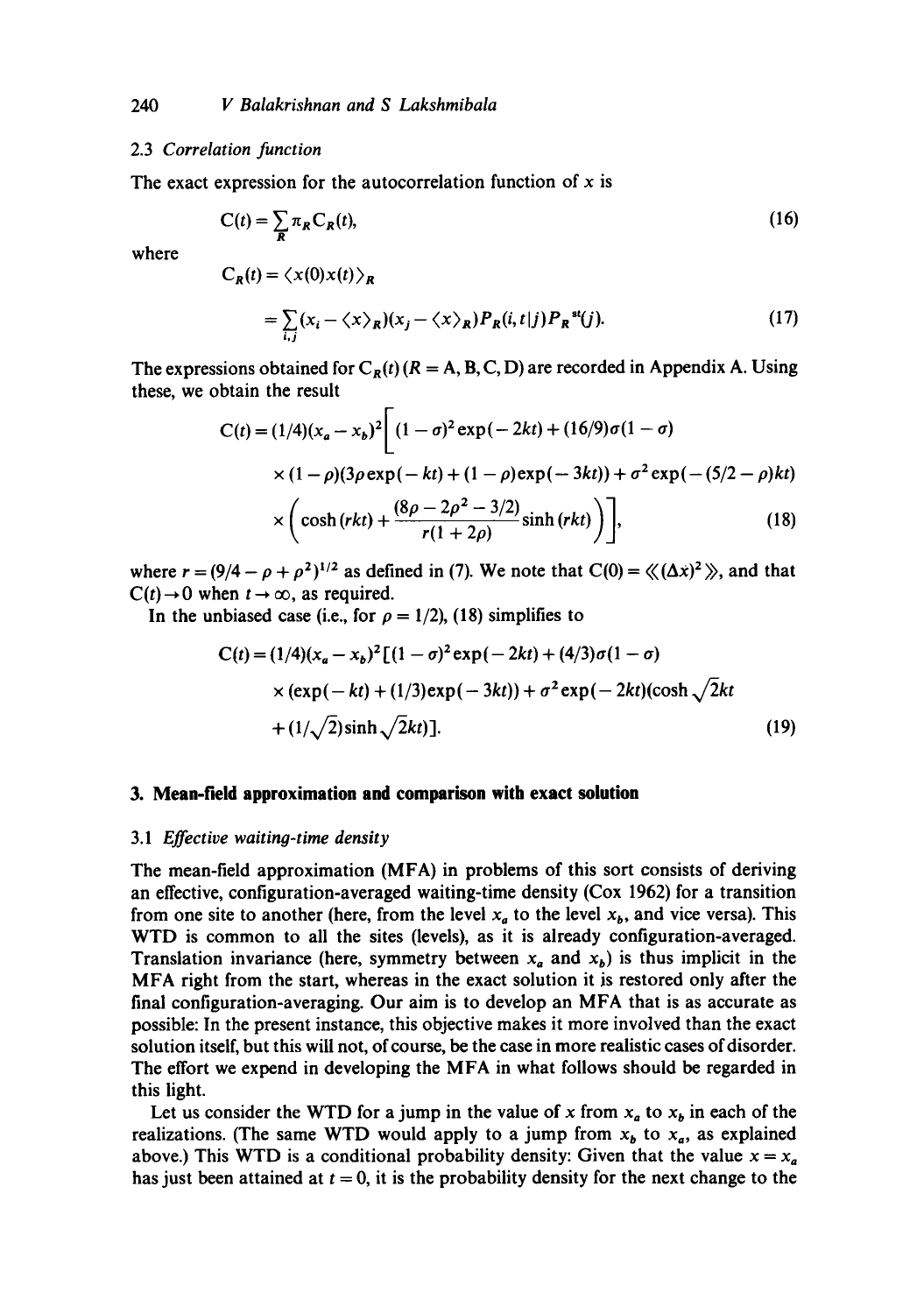### 2.3 *Correlation function*

The exact expression for the autocorrelation function of $x$ is

$$C(t) = \sum_R \pi_R C_R(t), \tag{16}$$

where

$$C_R(t) = \langle x(0)x(t)\rangle_R$$
$$= \sum_{i,j} (x_i - \langle x\rangle_R)(x_j - \langle x\rangle_R) P_R(i,t|j) P_R^{\mathrm{st}}(j). \tag{17}$$

The expressions obtained for $C_R(t)$ ($R$ = A, B, C, D) are recorded in Appendix A. Using these, we obtain the result

$$C(t) = (1/4)(x_a - x_b)^2 \Big[ (1-\sigma)^2 \exp(-2kt) + (16/9)\sigma(1-\sigma)$$
$$\times (1-\rho)(3\rho \exp(-kt) + (1-\rho)\exp(-3kt)) + \sigma^2 \exp(-(5/2-\rho)kt)$$
$$\times \left( \cosh(rkt) + \frac{(8\rho - 2\rho^2 - 3/2)}{r(1+2\rho)} \sinh(rkt) \right) \Big], \tag{18}$$

where $r = (9/4 - \rho + \rho^2)^{1/2}$ as defined in (7). We note that $C(0) = \langle\!\langle (\Delta x)^2 \rangle\!\rangle$, and that $C(t) \to 0$ when $t \to \infty$, as required.

In the unbiased case (i.e., for $\rho = 1/2$), (18) simplifies to

$$C(t) = (1/4)(x_a - x_b)^2 [(1-\sigma)^2 \exp(-2kt) + (4/3)\sigma(1-\sigma)$$
$$\times (\exp(-kt) + (1/3)\exp(-3kt)) + \sigma^2 \exp(-2kt)(\cosh\sqrt{2}kt$$
$$+ (1/\sqrt{2})\sinh\sqrt{2}kt)]. \tag{19}$$

## 3. Mean-field approximation and comparison with exact solution

### 3.1 *Effective waiting-time density*

The mean-field approximation (MFA) in problems of this sort consists of deriving an effective, configuration-averaged waiting-time density (Cox 1962) for a transition from one site to another (here, from the level $x_a$ to the level $x_b$, and vice versa). This WTD is common to all the sites (levels), as it is already configuration-averaged. Translation invariance (here, symmetry between $x_a$ and $x_b$) is thus implicit in the MFA right from the start, whereas in the exact solution it is restored only after the final configuration-averaging. Our aim is to develop an MFA that is as accurate as possible: In the present instance, this objective makes it more involved than the exact solution itself, but this will not, of course, be the case in more realistic cases of disorder. The effort we expend in developing the MFA in what follows should be regarded in this light.

Let us consider the WTD for a jump in the value of $x$ from $x_a$ to $x_b$ in each of the realizations. (The same WTD would apply to a jump from $x_b$ to $x_a$, as explained above.) This WTD is a conditional probability density: Given that the value $x = x_a$ has just been attained at $t = 0$, it is the probability density for the next change to the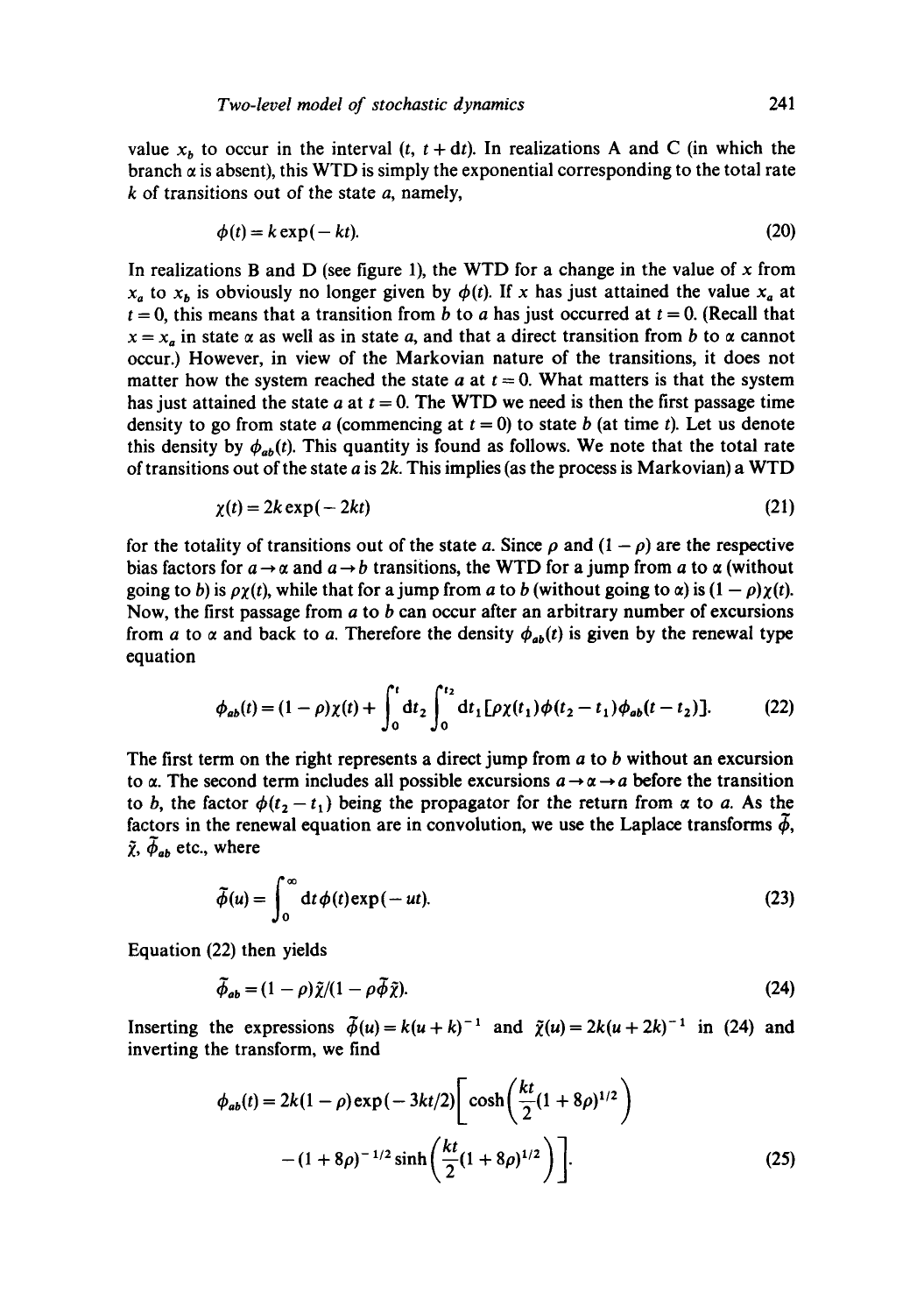value $x_b$ to occur in the interval $(t, t + dt)$. In realizations A and C (in which the branch $\alpha$ is absent), this WTD is simply the exponential corresponding to the total rate $k$ of transitions out of the state $a$, namely,

$$\phi(t) = k \exp(-kt). \tag{20}$$

In realizations B and D (see figure 1), the WTD for a change in the value of $x$ from $x_a$ to $x_b$ is obviously no longer given by $\phi(t)$. If $x$ has just attained the value $x_a$ at $t = 0$, this means that a transition from $b$ to $a$ has just occurred at $t = 0$. (Recall that $x = x_a$ in state $\alpha$ as well as in state $a$, and that a direct transition from $b$ to $\alpha$ cannot occur.) However, in view of the Markovian nature of the transitions, it does not matter how the system reached the state $a$ at $t = 0$. What matters is that the system has just attained the state $a$ at $t = 0$. The WTD we need is then the first passage time density to go from state $a$ (commencing at $t = 0$) to state $b$ (at time $t$). Let us denote this density by $\phi_{ab}(t)$. This quantity is found as follows. We note that the total rate of transitions out of the state $a$ is $2k$. This implies (as the process is Markovian) a WTD

$$\chi(t) = 2k \exp(-2kt) \tag{21}$$

for the totality of transitions out of the state $a$. Since $\rho$ and $(1 - \rho)$ are the respective bias factors for $a \to \alpha$ and $a \to b$ transitions, the WTD for a jump from $a$ to $\alpha$ (without going to $b$) is $\rho\chi(t)$, while that for a jump from $a$ to $b$ (without going to $\alpha$) is $(1 - \rho)\chi(t)$. Now, the first passage from $a$ to $b$ can occur after an arbitrary number of excursions from $a$ to $\alpha$ and back to $a$. Therefore the density $\phi_{ab}(t)$ is given by the renewal type equation

$$\phi_{ab}(t) = (1 - \rho)\chi(t) + \int_0^t dt_2 \int_0^{t_2} dt_1 [\rho\chi(t_1)\phi(t_2 - t_1)\phi_{ab}(t - t_2)]. \tag{22}$$

The first term on the right represents a direct jump from $a$ to $b$ without an excursion to $\alpha$. The second term includes all possible excursions $a \to \alpha \to a$ before the transition to $b$, the factor $\phi(t_2 - t_1)$ being the propagator for the return from $\alpha$ to $a$. As the factors in the renewal equation are in convolution, we use the Laplace transforms $\tilde{\phi}$, $\tilde{\chi}$, $\tilde{\phi}_{ab}$ etc., where

$$\tilde{\phi}(u) = \int_0^\infty dt\, \phi(t) \exp(-ut). \tag{23}$$

Equation (22) then yields

$$\tilde{\phi}_{ab} = (1 - \rho)\tilde{\chi}/(1 - \rho\tilde{\phi}\tilde{\chi}). \tag{24}$$

Inserting the expressions $\tilde{\phi}(u) = k(u + k)^{-1}$ and $\tilde{\chi}(u) = 2k(u + 2k)^{-1}$ in (24) and inverting the transform, we find

$$\phi_{ab}(t) = 2k(1 - \rho)\exp(-3kt/2)\left[\cosh\left(\frac{kt}{2}(1 + 8\rho)^{1/2}\right) - (1 + 8\rho)^{-1/2}\sinh\left(\frac{kt}{2}(1 + 8\rho)^{1/2}\right)\right]. \tag{25}$$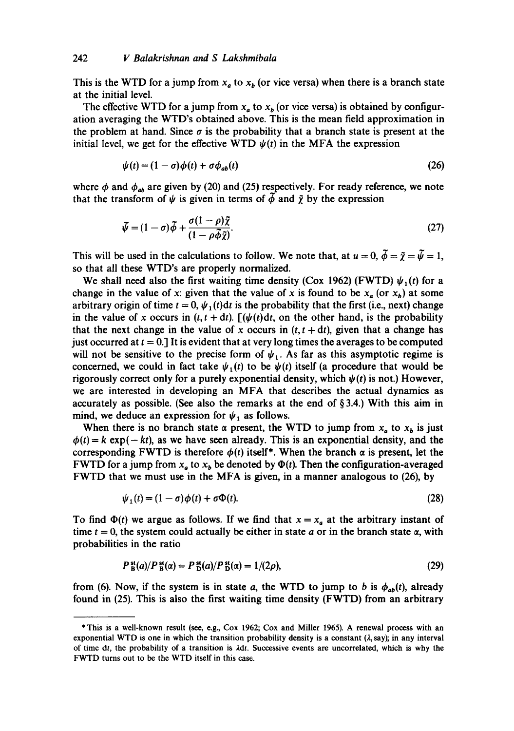This is the WTD for a jump from $x_a$ to $x_b$ (or vice versa) when there is a branch state at the initial level.

The effective WTD for a jump from $x_a$ to $x_b$ (or vice versa) is obtained by configuration averaging the WTD's obtained above. This is the mean field approximation in the problem at hand. Since $\sigma$ is the probability that a branch state is present at the initial level, we get for the effective WTD $\psi(t)$ in the MFA the expression

$$\psi(t) = (1 - \sigma)\phi(t) + \sigma\phi_{ab}(t) \tag{26}$$

where $\phi$ and $\phi_{ab}$ are given by (20) and (25) respectively. For ready reference, we note that the transform of $\psi$ is given in terms of $\tilde{\phi}$ and $\tilde{\chi}$ by the expression

$$\tilde{\psi} = (1 - \sigma)\tilde{\phi} + \frac{\sigma(1 - \rho)\tilde{\chi}}{(1 - \rho\tilde{\phi}\tilde{\chi})}. \tag{27}$$

This will be used in the calculations to follow. We note that, at $u = 0$, $\tilde{\phi} = \tilde{\chi} = \tilde{\psi} = 1$, so that all these WTD's are properly normalized.

We shall need also the first waiting time density (Cox 1962) (FWTD) $\psi_1(t)$ for a change in the value of $x$: given that the value of $x$ is found to be $x_a$ (or $x_b$) at some arbitrary origin of time $t = 0$, $\psi_1(t)\mathrm{d}t$ is the probability that the first (i.e., next) change in the value of $x$ occurs in $(t, t + \mathrm{d}t)$. [($\psi(t)\mathrm{d}t$, on the other hand, is the probability that the next change in the value of $x$ occurs in $(t, t + \mathrm{d}t)$, given that a change has just occurred at $t = 0$.] It is evident that at very long times the averages to be computed will not be sensitive to the precise form of $\psi_1$. As far as this asymptotic regime is concerned, we could in fact take $\psi_1(t)$ to be $\psi(t)$ itself (a procedure that would be rigorously correct only for a purely exponential density, which $\psi(t)$ is not.) However, we are interested in developing an MFA that describes the actual dynamics as accurately as possible. (See also the remarks at the end of § 3.4.) With this aim in mind, we deduce an expression for $\psi_1$ as follows.

When there is no branch state $\alpha$ present, the WTD to jump from $x_a$ to $x_b$ is just $\phi(t) = k\exp(-kt)$, as we have seen already. This is an exponential density, and the corresponding FWTD is therefore $\phi(t)$ itself*. When the branch $\alpha$ is present, let the FWTD for a jump from $x_a$ to $x_b$ be denoted by $\Phi(t)$. Then the configuration-averaged FWTD that we must use in the MFA is given, in a manner analogous to (26), by

$$\psi_1(t) = (1 - \sigma)\phi(t) + \sigma\Phi(t). \tag{28}$$

To find $\Phi(t)$ we argue as follows. If we find that $x = x_a$ at the arbitrary instant of time $t = 0$, the system could actually be either in state $a$ or in the branch state $\alpha$, with probabilities in the ratio

$$P_{\mathrm{B}}^{\mathrm{st}}(a)/P_{\mathrm{B}}^{\mathrm{st}}(\alpha) = P_{\mathrm{D}}^{\mathrm{st}}(a)/P_{\mathrm{D}}^{\mathrm{st}}(\alpha) = 1/(2\rho), \tag{29}$$

from (6). Now, if the system is in state $a$, the WTD to jump to $b$ is $\phi_{ab}(t)$, already found in (25). This is also the first waiting time density (FWTD) from an arbitrary

---

* This is a well-known result (see, e.g., Cox 1962; Cox and Miller 1965). A renewal process with an exponential WTD is one in which the transition probability density is a constant ($\lambda$, say); in any interval of time $\mathrm{d}t$, the probability of a transition is $\lambda\mathrm{d}t$. Successive events are uncorrelated, which is why the FWTD turns out to be the WTD itself in this case.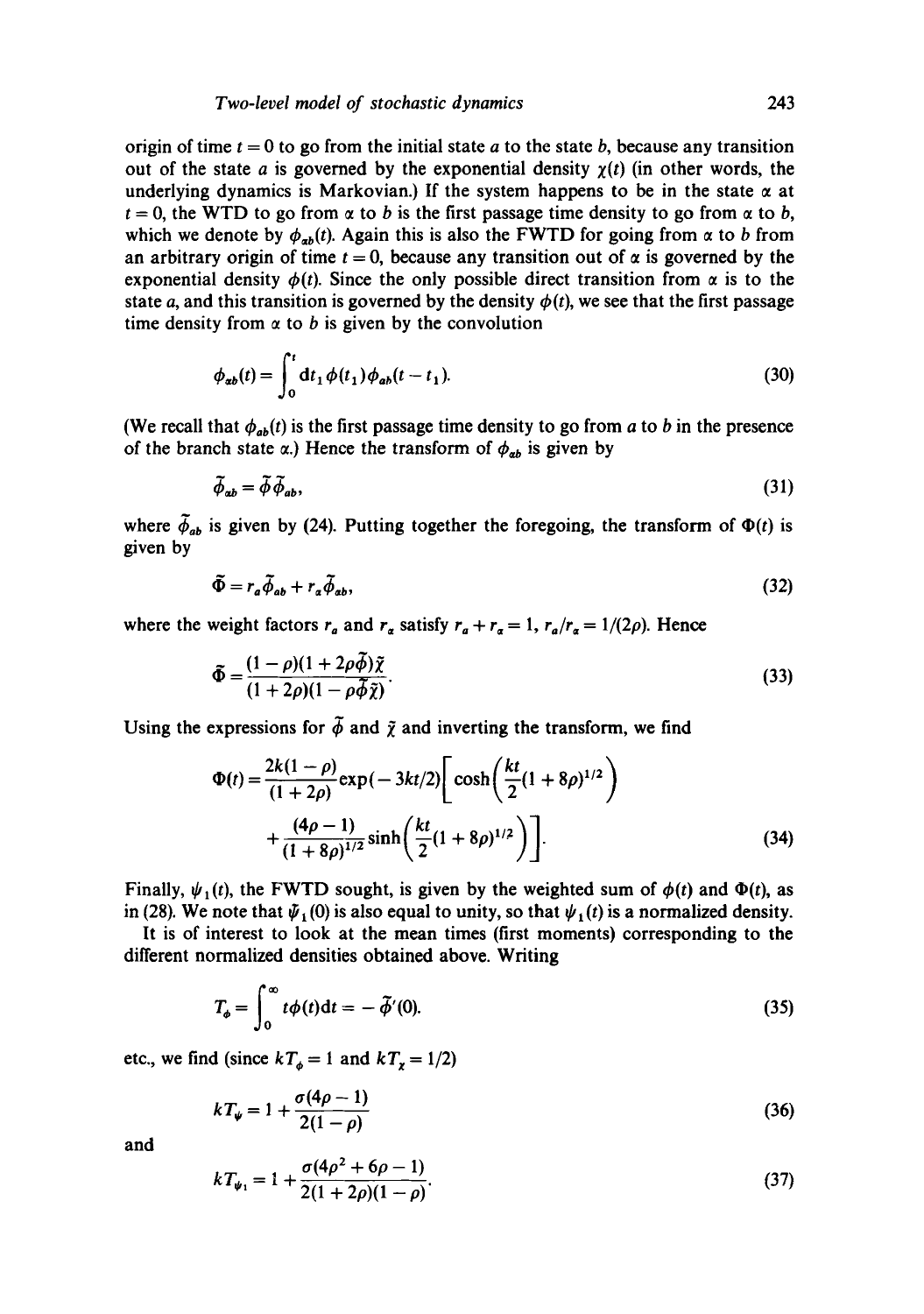origin of time $t = 0$ to go from the initial state $a$ to the state $b$, because any transition out of the state $a$ is governed by the exponential density $\chi(t)$ (in other words, the underlying dynamics is Markovian.) If the system happens to be in the state $\alpha$ at $t = 0$, the WTD to go from $\alpha$ to $b$ is the first passage time density to go from $\alpha$ to $b$, which we denote by $\phi_{\alpha b}(t)$. Again this is also the FWTD for going from $\alpha$ to $b$ from an arbitrary origin of time $t = 0$, because any transition out of $\alpha$ is governed by the exponential density $\phi(t)$. Since the only possible direct transition from $\alpha$ is to the state $a$, and this transition is governed by the density $\phi(t)$, we see that the first passage time density from $\alpha$ to $b$ is given by the convolution

$$\phi_{\alpha b}(t) = \int_0^t \mathrm{d}t_1\, \phi(t_1)\phi_{ab}(t - t_1). \tag{30}$$

(We recall that $\phi_{ab}(t)$ is the first passage time density to go from $a$ to $b$ in the presence of the branch state $\alpha$.) Hence the transform of $\phi_{\alpha b}$ is given by

$$\tilde{\phi}_{\alpha b} = \tilde{\phi}\tilde{\phi}_{ab}, \tag{31}$$

where $\tilde{\phi}_{ab}$ is given by (24). Putting together the foregoing, the transform of $\Phi(t)$ is given by

$$\tilde{\Phi} = r_a\tilde{\phi}_{ab} + r_\alpha\tilde{\phi}_{\alpha b}, \tag{32}$$

where the weight factors $r_a$ and $r_\alpha$ satisfy $r_a + r_\alpha = 1$, $r_a/r_\alpha = 1/(2\rho)$. Hence

$$\tilde{\Phi} = \frac{(1-\rho)(1+2\rho\tilde{\phi})\tilde{\chi}}{(1+2\rho)(1-\rho\tilde{\phi}\tilde{\chi})}. \tag{33}$$

Using the expressions for $\tilde{\phi}$ and $\tilde{\chi}$ and inverting the transform, we find

$$\Phi(t) = \frac{2k(1-\rho)}{(1+2\rho)}\exp(-3kt/2)\left[\cosh\left(\frac{kt}{2}(1+8\rho)^{1/2}\right) + \frac{(4\rho-1)}{(1+8\rho)^{1/2}}\sinh\left(\frac{kt}{2}(1+8\rho)^{1/2}\right)\right]. \tag{34}$$

Finally, $\psi_1(t)$, the FWTD sought, is given by the weighted sum of $\phi(t)$ and $\Phi(t)$, as in (28). We note that $\tilde{\psi}_1(0)$ is also equal to unity, so that $\psi_1(t)$ is a normalized density.

It is of interest to look at the mean times (first moments) corresponding to the different normalized densities obtained above. Writing

$$T_\phi = \int_0^\infty t\phi(t)\mathrm{d}t = -\tilde{\phi}'(0). \tag{35}$$

etc., we find (since $kT_\phi = 1$ and $kT_\chi = 1/2$)

$$kT_\psi = 1 + \frac{\sigma(4\rho-1)}{2(1-\rho)} \tag{36}$$

and

$$kT_{\psi_1} = 1 + \frac{\sigma(4\rho^2+6\rho-1)}{2(1+2\rho)(1-\rho)}. \tag{37}$$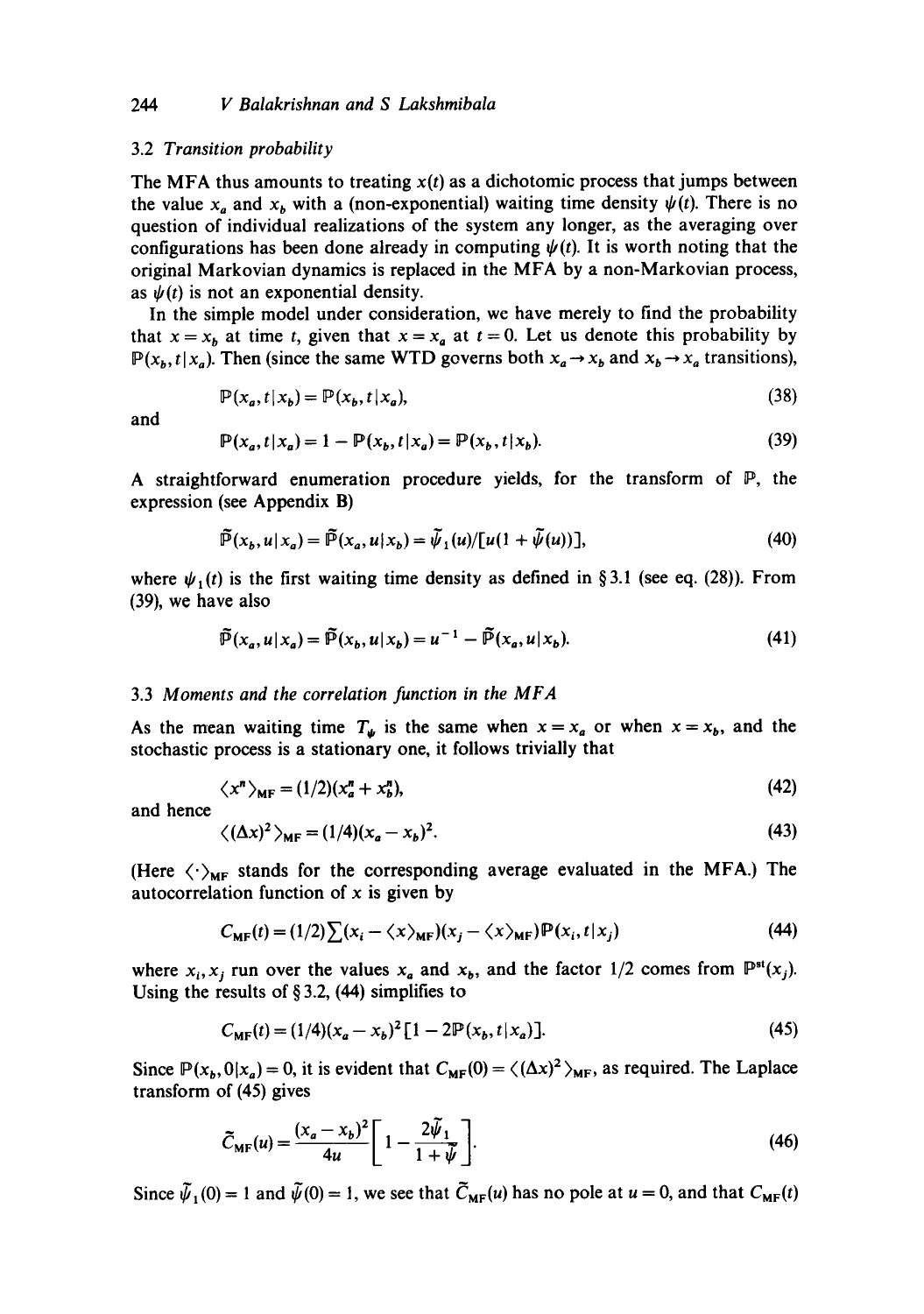### 3.2 *Transition probability*

The MFA thus amounts to treating $x(t)$ as a dichotomic process that jumps between the value $x_a$ and $x_b$ with a (non-exponential) waiting time density $\psi(t)$. There is no question of individual realizations of the system any longer, as the averaging over configurations has been done already in computing $\psi(t)$. It is worth noting that the original Markovian dynamics is replaced in the MFA by a non-Markovian process, as $\psi(t)$ is not an exponential density.

In the simple model under consideration, we have merely to find the probability that $x = x_b$ at time $t$, given that $x = x_a$ at $t = 0$. Let us denote this probability by $\mathbb{P}(x_b, t \,|\, x_a)$. Then (since the same WTD governs both $x_a \to x_b$ and $x_b \to x_a$ transitions),

$$\mathbb{P}(x_a, t \,|\, x_b) = \mathbb{P}(x_b, t \,|\, x_a), \tag{38}$$

and

$$\mathbb{P}(x_a, t \,|\, x_a) = 1 - \mathbb{P}(x_b, t \,|\, x_a) = \mathbb{P}(x_b, t \,|\, x_b). \tag{39}$$

A straightforward enumeration procedure yields, for the transform of $\mathbb{P}$, the expression (see Appendix B)

$$\tilde{\mathbb{P}}(x_b, u \,|\, x_a) = \tilde{\mathbb{P}}(x_a, u \,|\, x_b) = \tilde{\psi}_1(u)/[u(1 + \tilde{\psi}(u))], \tag{40}$$

where $\psi_1(t)$ is the first waiting time density as defined in § 3.1 (see eq. (28)). From (39), we have also

$$\tilde{\mathbb{P}}(x_a, u \,|\, x_a) = \tilde{\mathbb{P}}(x_b, u \,|\, x_b) = u^{-1} - \tilde{\mathbb{P}}(x_a, u \,|\, x_b). \tag{41}$$

### 3.3 *Moments and the correlation function in the MFA*

As the mean waiting time $T_\psi$ is the same when $x = x_a$ or when $x = x_b$, and the stochastic process is a stationary one, it follows trivially that

$$\langle x^n \rangle_{\text{MF}} = (1/2)(x_a^n + x_b^n), \tag{42}$$

and hence

$$\langle (\Delta x)^2 \rangle_{\text{MF}} = (1/4)(x_a - x_b)^2. \tag{43}$$

(Here $\langle \cdot \rangle_{\text{MF}}$ stands for the corresponding average evaluated in the MFA.) The autocorrelation function of $x$ is given by

$$C_{\text{MF}}(t) = (1/2) \sum (x_i - \langle x \rangle_{\text{MF}})(x_j - \langle x \rangle_{\text{MF}}) \mathbb{P}(x_i, t \,|\, x_j) \tag{44}$$

where $x_i, x_j$ run over the values $x_a$ and $x_b$, and the factor 1/2 comes from $\mathbb{P}^{\text{st}}(x_j)$. Using the results of § 3.2, (44) simplifies to

$$C_{\text{MF}}(t) = (1/4)(x_a - x_b)^2 [1 - 2\mathbb{P}(x_b, t \,|\, x_a)]. \tag{45}$$

Since $\mathbb{P}(x_b, 0 \,|\, x_a) = 0$, it is evident that $C_{\text{MF}}(0) = \langle (\Delta x)^2 \rangle_{\text{MF}}$, as required. The Laplace transform of (45) gives

$$\tilde{C}_{\text{MF}}(u) = \frac{(x_a - x_b)^2}{4u} \left[ 1 - \frac{2\tilde{\psi}_1}{1 + \tilde{\psi}} \right]. \tag{46}$$

Since $\tilde{\psi}_1(0) = 1$ and $\tilde{\psi}(0) = 1$, we see that $\tilde{C}_{\text{MF}}(u)$ has no pole at $u = 0$, and that $C_{\text{MF}}(t)$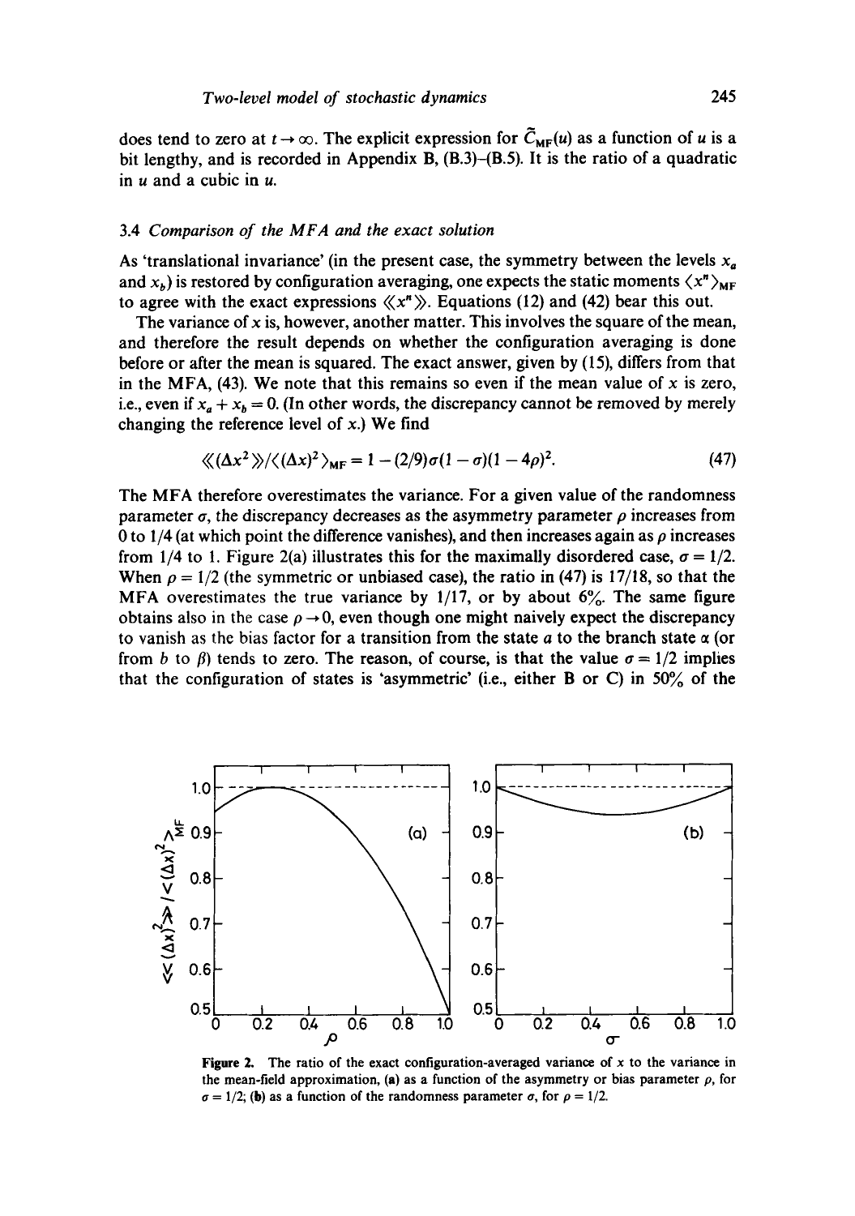does tend to zero at $t \to \infty$. The explicit expression for $\tilde{C}_{\text{MF}}(u)$ as a function of $u$ is a bit lengthy, and is recorded in Appendix B, (B.3)–(B.5). It is the ratio of a quadratic in $u$ and a cubic in $u$.

### 3.4 *Comparison of the MFA and the exact solution*

As 'translational invariance' (in the present case, the symmetry between the levels $x_a$ and $x_b$) is restored by configuration averaging, one expects the static moments $\langle x^n \rangle_{\text{MF}}$ to agree with the exact expressions $\langle\langle x^n \rangle\rangle$. Equations (12) and (42) bear this out.

The variance of $x$ is, however, another matter. This involves the square of the mean, and therefore the result depends on whether the configuration averaging is done before or after the mean is squared. The exact answer, given by (15), differs from that in the MFA, (43). We note that this remains so even if the mean value of $x$ is zero, i.e., even if $x_a + x_b = 0$. (In other words, the discrepancy cannot be removed by merely changing the reference level of $x$.) We find

$$\langle\langle (\Delta x^2 \rangle\rangle / \langle (\Delta x)^2 \rangle_{\text{MF}} = 1 - (2/9)\sigma(1-\sigma)(1-4\rho)^2. \tag{47}$$

The MFA therefore overestimates the variance. For a given value of the randomness parameter $\sigma$, the discrepancy decreases as the asymmetry parameter $\rho$ increases from 0 to 1/4 (at which point the difference vanishes), and then increases again as $\rho$ increases from 1/4 to 1. Figure 2(a) illustrates this for the maximally disordered case, $\sigma = 1/2$. When $\rho = 1/2$ (the symmetric or unbiased case), the ratio in (47) is 17/18, so that the MFA overestimates the true variance by 1/17, or by about 6%. The same figure obtains also in the case $\rho \to 0$, even though one might naively expect the discrepancy to vanish as the bias factor for a transition from the state $a$ to the branch state $\alpha$ (or from $b$ to $\beta$) tends to zero. The reason, of course, is that the value $\sigma = 1/2$ implies that the configuration of states is 'asymmetric' (i.e., either B or C) in 50% of the

**Figure 2.** The ratio of the exact configuration-averaged variance of $x$ to the variance in the mean-field approximation, (a) as a function of the asymmetry or bias parameter $\rho$, for $\sigma = 1/2$; (b) as a function of the randomness parameter $\sigma$, for $\rho = 1/2$.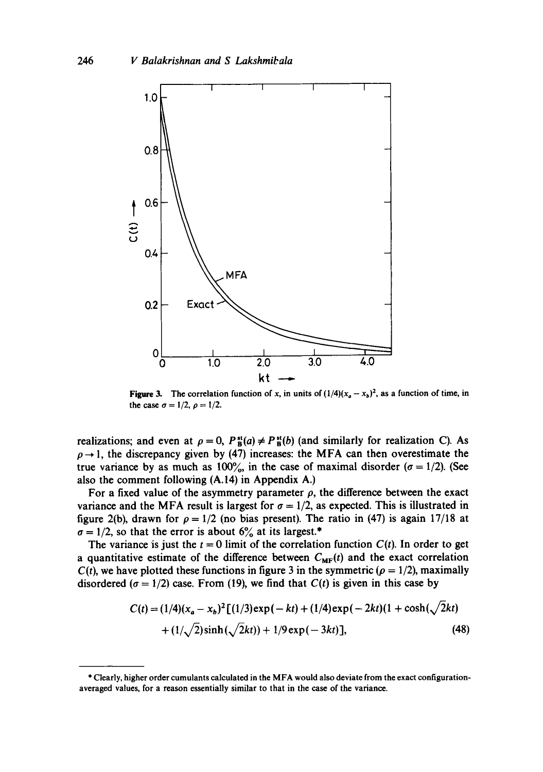Figure 3. The correlation function of $x$, in units of $(1/4)(x_a - x_b)^2$, as a function of time, in the case $\sigma = 1/2$, $\rho = 1/2$.

realizations; and even at $\rho = 0$, $P_B^{st}(a) \neq P_B^{st}(b)$ (and similarly for realization C). As $\rho \to 1$, the discrepancy given by (47) increases: the MFA can then overestimate the true variance by as much as 100%, in the case of maximal disorder ($\sigma = 1/2$). (See also the comment following (A.14) in Appendix A.)

For a fixed value of the asymmetry parameter $\rho$, the difference between the exact variance and the MFA result is largest for $\sigma = 1/2$, as expected. This is illustrated in figure 2(b), drawn for $\rho = 1/2$ (no bias present). The ratio in (47) is again 17/18 at $\sigma = 1/2$, so that the error is about 6% at its largest.*

The variance is just the $t = 0$ limit of the correlation function $C(t)$. In order to get a quantitative estimate of the difference between $C_{MF}(t)$ and the exact correlation $C(t)$, we have plotted these functions in figure 3 in the symmetric ($\rho = 1/2$), maximally disordered ($\sigma = 1/2$) case. From (19), we find that $C(t)$ is given in this case by

$$C(t) = (1/4)(x_a - x_b)^2[(1/3)\exp(-kt) + (1/4)\exp(-2kt)(1 + \cosh(\sqrt{2}kt) + (1/\sqrt{2})\sinh(\sqrt{2}kt)) + 1/9\exp(-3kt)], \tag{48}$$

---

* Clearly, higher order cumulants calculated in the MFA would also deviate from the exact configuration-averaged values, for a reason essentially similar to that in the case of the variance.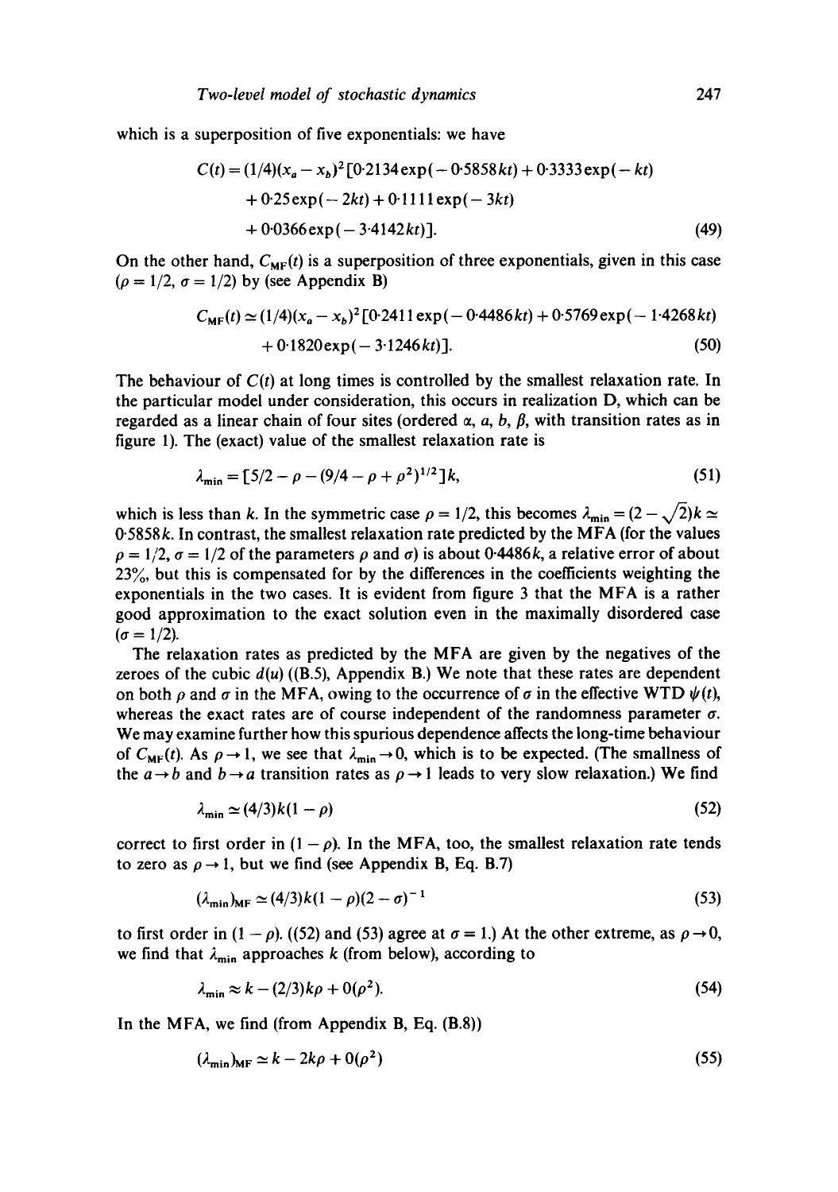which is a superposition of five exponentials: we have

$$C(t) = (1/4)(x_a - x_b)^2[0{\cdot}2134\exp(-0{\cdot}5858kt) + 0{\cdot}3333\exp(-kt) + 0{\cdot}25\exp(-2kt) + 0{\cdot}1111\exp(-3kt) + 0{\cdot}0366\exp(-3{\cdot}4142kt)]. \tag{49}$$

On the other hand, $C_{\text{MF}}(t)$ is a superposition of three exponentials, given in this case ($\rho = 1/2$, $\sigma = 1/2$) by (see Appendix B)

$$C_{\text{MF}}(t) \simeq (1/4)(x_a - x_b)^2[0{\cdot}2411\exp(-0{\cdot}4486kt) + 0{\cdot}5769\exp(-1{\cdot}4268kt) + 0{\cdot}1820\exp(-3{\cdot}1246kt)]. \tag{50}$$

The behaviour of $C(t)$ at long times is controlled by the smallest relaxation rate. In the particular model under consideration, this occurs in realization D, which can be regarded as a linear chain of four sites (ordered $\alpha$, $a$, $b$, $\beta$, with transition rates as in figure 1). The (exact) value of the smallest relaxation rate is

$$\lambda_{\min} = [5/2 - \rho - (9/4 - \rho + \rho^2)^{1/2}]k, \tag{51}$$

which is less than $k$. In the symmetric case $\rho = 1/2$, this becomes $\lambda_{\min} = (2 - \sqrt{2})k \simeq 0{\cdot}5858k$. In contrast, the smallest relaxation rate predicted by the MFA (for the values $\rho = 1/2$, $\sigma = 1/2$ of the parameters $\rho$ and $\sigma$) is about $0{\cdot}4486k$, a relative error of about 23%, but this is compensated for by the differences in the coefficients weighting the exponentials in the two cases. It is evident from figure 3 that the MFA is a rather good approximation to the exact solution even in the maximally disordered case ($\sigma = 1/2$).

The relaxation rates as predicted by the MFA are given by the negatives of the zeroes of the cubic $d(u)$ ((B.5), Appendix B.) We note that these rates are dependent on both $\rho$ and $\sigma$ in the MFA, owing to the occurrence of $\sigma$ in the effective WTD $\psi(t)$, whereas the exact rates are of course independent of the randomness parameter $\sigma$. We may examine further how this spurious dependence affects the long-time behaviour of $C_{\text{MF}}(t)$. As $\rho \to 1$, we see that $\lambda_{\min} \to 0$, which is to be expected. (The smallness of the $a \to b$ and $b \to a$ transition rates as $\rho \to 1$ leads to very slow relaxation.) We find

$$\lambda_{\min} \simeq (4/3)k(1 - \rho) \tag{52}$$

correct to first order in $(1 - \rho)$. In the MFA, too, the smallest relaxation rate tends to zero as $\rho \to 1$, but we find (see Appendix B, Eq. B.7)

$$(\lambda_{\min})_{\text{MF}} \simeq (4/3)k(1 - \rho)(2 - \sigma)^{-1} \tag{53}$$

to first order in $(1 - \rho)$. ((52) and (53) agree at $\sigma = 1$.) At the other extreme, as $\rho \to 0$, we find that $\lambda_{\min}$ approaches $k$ (from below), according to

$$\lambda_{\min} \approx k - (2/3)k\rho + 0(\rho^2). \tag{54}$$

In the MFA, we find (from Appendix B, Eq. (B.8))

$$(\lambda_{\min})_{\text{MF}} \simeq k - 2k\rho + 0(\rho^2) \tag{55}$$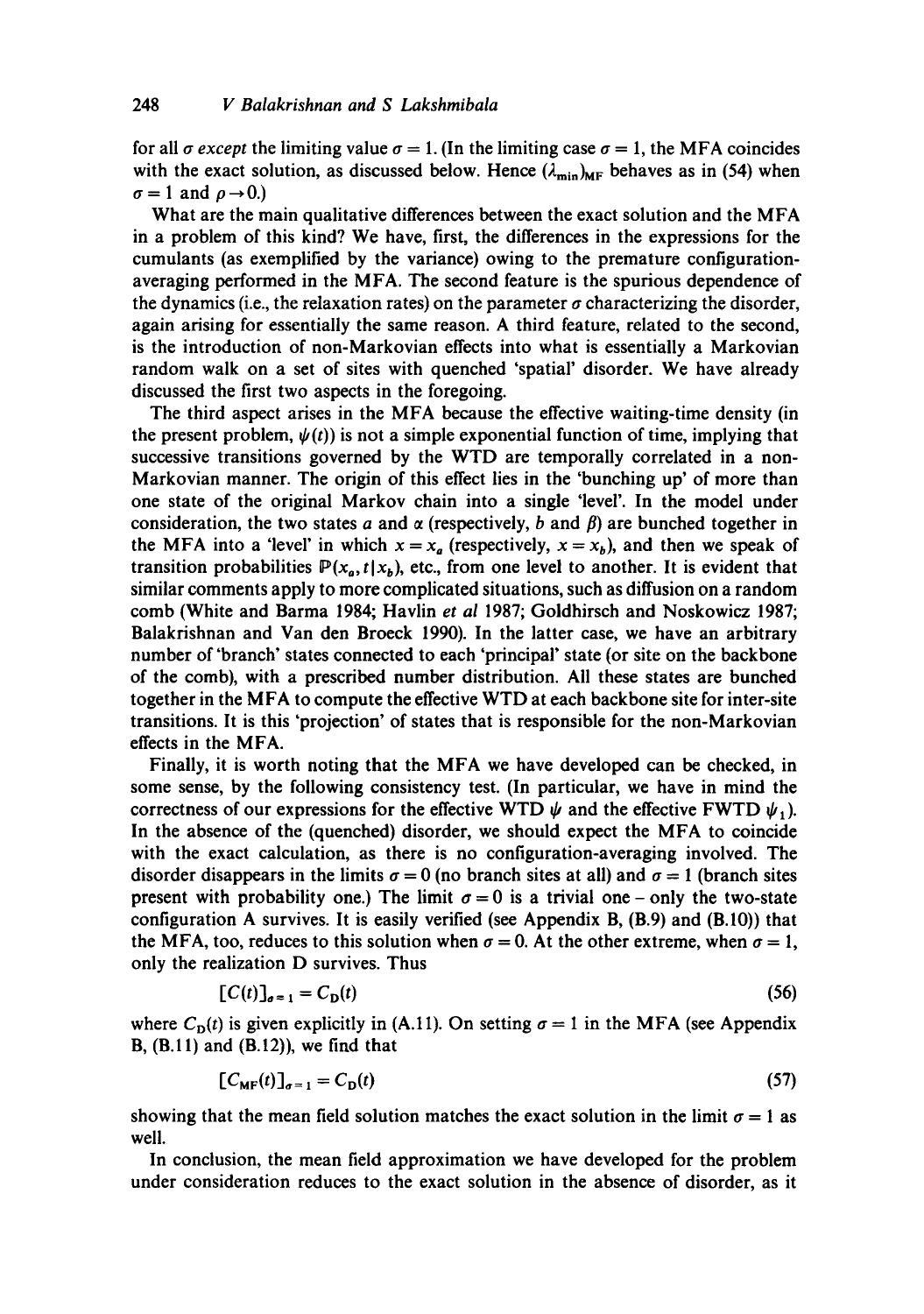for all $\sigma$ *except* the limiting value $\sigma = 1$. (In the limiting case $\sigma = 1$, the MFA coincides with the exact solution, as discussed below. Hence $(\lambda_{\min})_{\text{MF}}$ behaves as in (54) when $\sigma = 1$ and $\rho \to 0$.)

What are the main qualitative differences between the exact solution and the MFA in a problem of this kind? We have, first, the differences in the expressions for the cumulants (as exemplified by the variance) owing to the premature configuration-averaging performed in the MFA. The second feature is the spurious dependence of the dynamics (i.e., the relaxation rates) on the parameter $\sigma$ characterizing the disorder, again arising for essentially the same reason. A third feature, related to the second, is the introduction of non-Markovian effects into what is essentially a Markovian random walk on a set of sites with quenched 'spatial' disorder. We have already discussed the first two aspects in the foregoing.

The third aspect arises in the MFA because the effective waiting-time density (in the present problem, $\psi(t)$) is not a simple exponential function of time, implying that successive transitions governed by the WTD are temporally correlated in a non-Markovian manner. The origin of this effect lies in the 'bunching up' of more than one state of the original Markov chain into a single 'level'. In the model under consideration, the two states $a$ and $\alpha$ (respectively, $b$ and $\beta$) are bunched together in the MFA into a 'level' in which $x = x_a$ (respectively, $x = x_b$), and then we speak of transition probabilities $\mathbb{P}(x_a, t \,|\, x_b)$, etc., from one level to another. It is evident that similar comments apply to more complicated situations, such as diffusion on a random comb (White and Barma 1984; Havlin *et al* 1987; Goldhirsch and Noskowicz 1987; Balakrishnan and Van den Broeck 1990). In the latter case, we have an arbitrary number of 'branch' states connected to each 'principal' state (or site on the backbone of the comb), with a prescribed number distribution. All these states are bunched together in the MFA to compute the effective WTD at each backbone site for inter-site transitions. It is this 'projection' of states that is responsible for the non-Markovian effects in the MFA.

Finally, it is worth noting that the MFA we have developed can be checked, in some sense, by the following consistency test. (In particular, we have in mind the correctness of our expressions for the effective WTD $\psi$ and the effective FWTD $\psi_1$). In the absence of the (quenched) disorder, we should expect the MFA to coincide with the exact calculation, as there is no configuration-averaging involved. The disorder disappears in the limits $\sigma = 0$ (no branch sites at all) and $\sigma = 1$ (branch sites present with probability one.) The limit $\sigma = 0$ is a trivial one – only the two-state configuration A survives. It is easily verified (see Appendix B, (B.9) and (B.10)) that the MFA, too, reduces to this solution when $\sigma = 0$. At the other extreme, when $\sigma = 1$, only the realization D survives. Thus

$$[C(t)]_{\sigma=1} = C_{\text{D}}(t) \tag{56}$$

where $C_{\text{D}}(t)$ is given explicitly in (A.11). On setting $\sigma = 1$ in the MFA (see Appendix B, (B.11) and (B.12)), we find that

$$[C_{\text{MF}}(t)]_{\sigma=1} = C_{\text{D}}(t) \tag{57}$$

showing that the mean field solution matches the exact solution in the limit $\sigma = 1$ as well.

In conclusion, the mean field approximation we have developed for the problem under consideration reduces to the exact solution in the absence of disorder, as it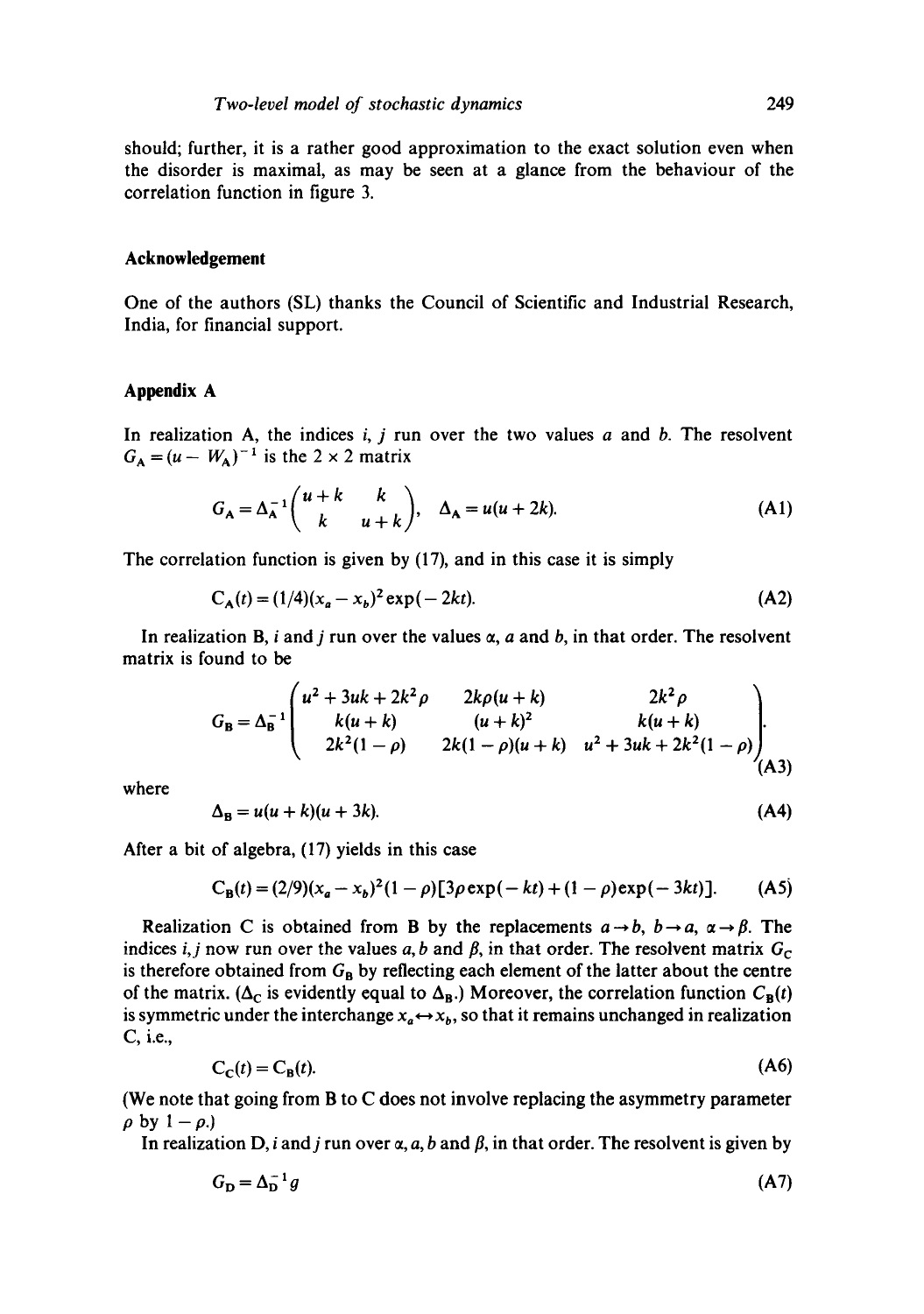should; further, it is a rather good approximation to the exact solution even when the disorder is maximal, as may be seen at a glance from the behaviour of the correlation function in figure 3.

## Acknowledgement

One of the authors (SL) thanks the Council of Scientific and Industrial Research, India, for financial support.

## Appendix A

In realization A, the indices $i$, $j$ run over the two values $a$ and $b$. The resolvent $G_A = (u - W_A)^{-1}$ is the $2 \times 2$ matrix

$$G_A = \Delta_A^{-1}\begin{pmatrix} u+k & k \\ k & u+k \end{pmatrix}, \quad \Delta_A = u(u+2k). \tag{A1}$$

The correlation function is given by (17), and in this case it is simply

$$C_A(t) = (1/4)(x_a - x_b)^2 \exp(-2kt). \tag{A2}$$

In realization B, $i$ and $j$ run over the values $\alpha$, $a$ and $b$, in that order. The resolvent matrix is found to be

$$G_B = \Delta_B^{-1}\begin{pmatrix} u^2 + 3uk + 2k^2\rho & 2k\rho(u+k) & 2k^2\rho \\ k(u+k) & (u+k)^2 & k(u+k) \\ 2k^2(1-\rho) & 2k(1-\rho)(u+k) & u^2 + 3uk + 2k^2(1-\rho) \end{pmatrix}. \tag{A3}$$

where

$$\Delta_B = u(u+k)(u+3k). \tag{A4}$$

After a bit of algebra, (17) yields in this case

$$C_B(t) = (2/9)(x_a - x_b)^2(1-\rho)[3\rho\exp(-kt) + (1-\rho)\exp(-3kt)]. \tag{A5}$$

Realization C is obtained from B by the replacements $a \to b$, $b \to a$, $\alpha \to \beta$. The indices $i, j$ now run over the values $a, b$ and $\beta$, in that order. The resolvent matrix $G_C$ is therefore obtained from $G_B$ by reflecting each element of the latter about the centre of the matrix. ($\Delta_C$ is evidently equal to $\Delta_B$.) Moreover, the correlation function $C_B(t)$ is symmetric under the interchange $x_a \leftrightarrow x_b$, so that it remains unchanged in realization C, i.e.,

$$C_C(t) = C_B(t). \tag{A6}$$

(We note that going from B to C does not involve replacing the asymmetry parameter $\rho$ by $1 - \rho$.)

In realization D, $i$ and $j$ run over $\alpha, a, b$ and $\beta$, in that order. The resolvent is given by

$$G_D = \Delta_D^{-1} g \tag{A7}$$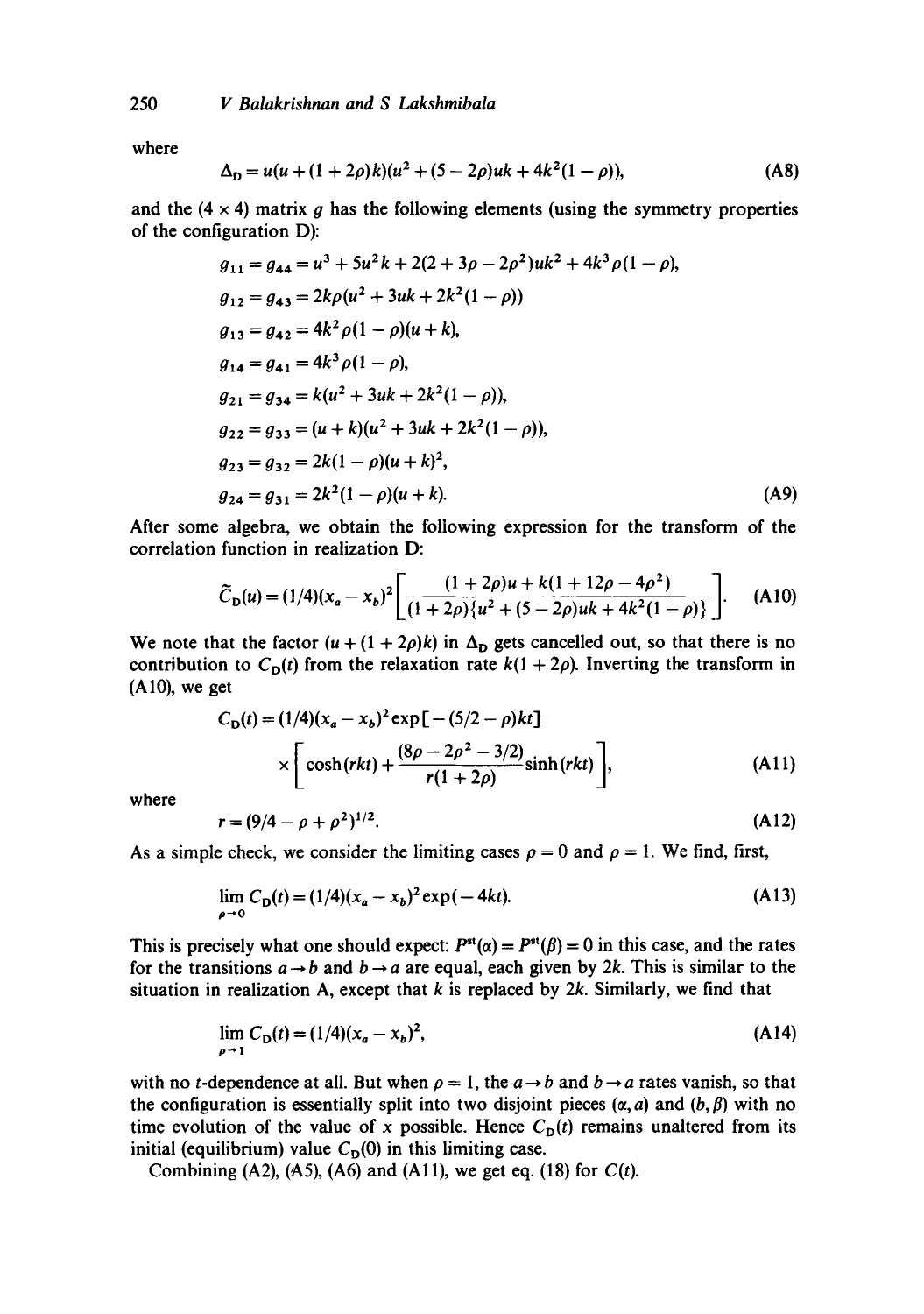where

$$\Delta_D = u(u + (1 + 2\rho)k)(u^2 + (5 - 2\rho)uk + 4k^2(1 - \rho)), \tag{A8}$$

and the $(4 \times 4)$ matrix $g$ has the following elements (using the symmetry properties of the configuration D):

$$
\begin{aligned}
g_{11} &= g_{44} = u^3 + 5u^2k + 2(2 + 3\rho - 2\rho^2)uk^2 + 4k^3\rho(1 - \rho),\\
g_{12} &= g_{43} = 2k\rho(u^2 + 3uk + 2k^2(1 - \rho))\\
g_{13} &= g_{42} = 4k^2\rho(1 - \rho)(u + k),\\
g_{14} &= g_{41} = 4k^3\rho(1 - \rho),\\
g_{21} &= g_{34} = k(u^2 + 3uk + 2k^2(1 - \rho)),\\
g_{22} &= g_{33} = (u + k)(u^2 + 3uk + 2k^2(1 - \rho)),\\
g_{23} &= g_{32} = 2k(1 - \rho)(u + k)^2,\\
g_{24} &= g_{31} = 2k^2(1 - \rho)(u + k).
\end{aligned} \tag{A9}
$$

After some algebra, we obtain the following expression for the transform of the correlation function in realization D:

$$\tilde{C}_D(u) = (1/4)(x_a - x_b)^2 \left[ \frac{(1 + 2\rho)u + k(1 + 12\rho - 4\rho^2)}{(1 + 2\rho)\{u^2 + (5 - 2\rho)uk + 4k^2(1 - \rho)\}} \right]. \tag{A10}$$

We note that the factor $(u + (1 + 2\rho)k)$ in $\Delta_D$ gets cancelled out, so that there is no contribution to $C_D(t)$ from the relaxation rate $k(1 + 2\rho)$. Inverting the transform in (A10), we get

$$C_D(t) = (1/4)(x_a - x_b)^2 \exp[-(5/2 - \rho)kt] \times \left[ \cosh(rkt) + \frac{(8\rho - 2\rho^2 - 3/2)}{r(1 + 2\rho)} \sinh(rkt) \right], \tag{A11}$$

where

$$r = (9/4 - \rho + \rho^2)^{1/2}. \tag{A12}$$

As a simple check, we consider the limiting cases $\rho = 0$ and $\rho = 1$. We find, first,

$$\lim_{\rho \to 0} C_D(t) = (1/4)(x_a - x_b)^2 \exp(-4kt). \tag{A13}$$

This is precisely what one should expect: $P^{st}(\alpha) = P^{st}(\beta) = 0$ in this case, and the rates for the transitions $a \to b$ and $b \to a$ are equal, each given by $2k$. This is similar to the situation in realization A, except that $k$ is replaced by $2k$. Similarly, we find that

$$\lim_{\rho \to 1} C_D(t) = (1/4)(x_a - x_b)^2, \tag{A14}$$

with no $t$-dependence at all. But when $\rho = 1$, the $a \to b$ and $b \to a$ rates vanish, so that the configuration is essentially split into two disjoint pieces $(\alpha, a)$ and $(b, \beta)$ with no time evolution of the value of $x$ possible. Hence $C_D(t)$ remains unaltered from its initial (equilibrium) value $C_D(0)$ in this limiting case.

Combining (A2), (A5), (A6) and (A11), we get eq. (18) for $C(t)$.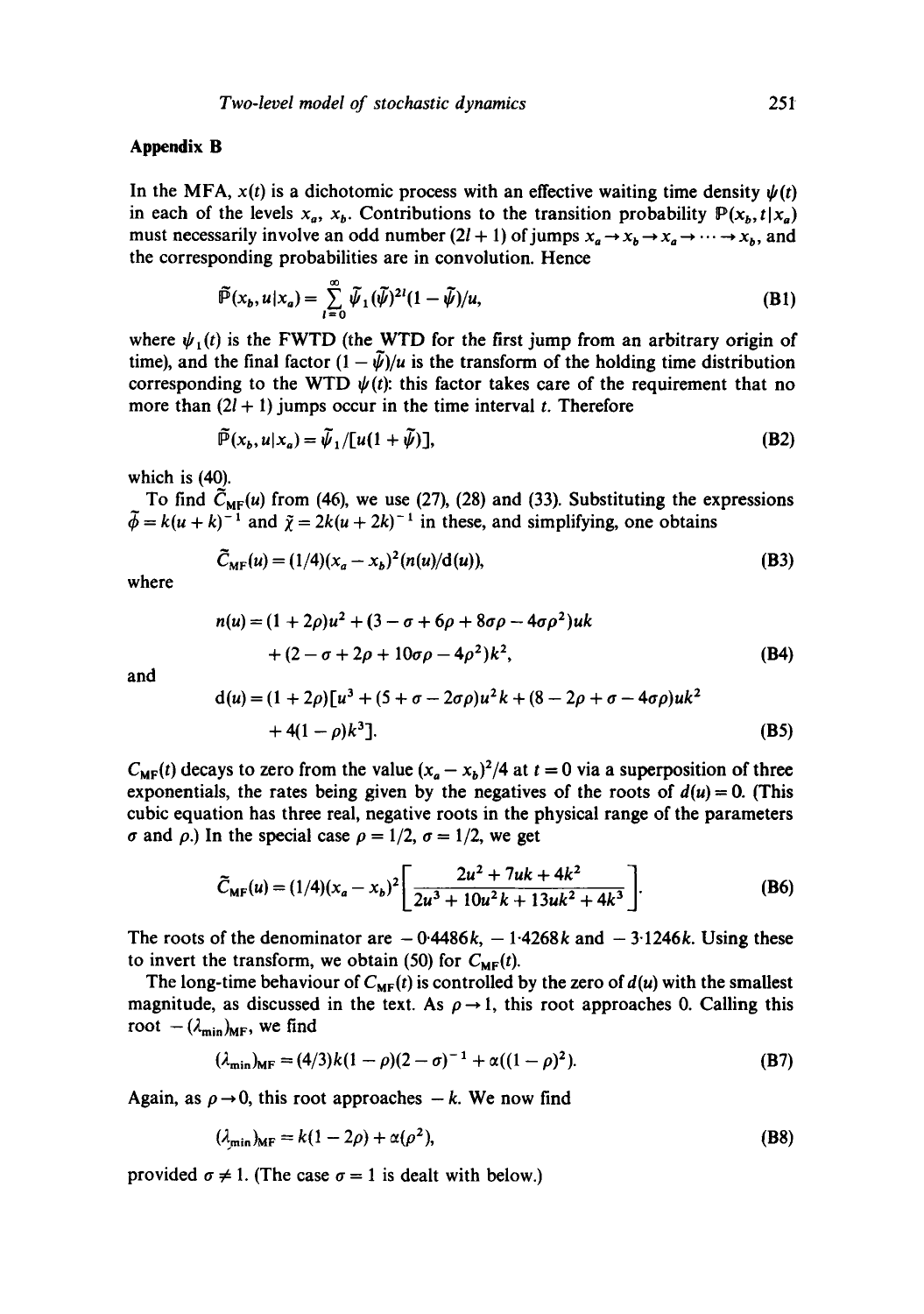## Appendix B

In the MFA, $x(t)$ is a dichotomic process with an effective waiting time density $\psi(t)$ in each of the levels $x_a$, $x_b$. Contributions to the transition probability $\mathbb{P}(x_b, t | x_a)$ must necessarily involve an odd number $(2l + 1)$ of jumps $x_a \to x_b \to x_a \to \cdots \to x_b$, and the corresponding probabilities are in convolution. Hence

$$\tilde{\mathbb{P}}(x_b, u | x_a) = \sum_{l=0}^{\infty} \tilde{\psi}_1 (\tilde{\psi})^{2l} (1 - \tilde{\psi})/u, \tag{B1}$$

where $\psi_1(t)$ is the FWTD (the WTD for the first jump from an arbitrary origin of time), and the final factor $(1 - \tilde{\psi})/u$ is the transform of the holding time distribution corresponding to the WTD $\psi(t)$: this factor takes care of the requirement that no more than $(2l + 1)$ jumps occur in the time interval $t$. Therefore

$$\tilde{\mathbb{P}}(x_b, u | x_a) = \tilde{\psi}_1 / [u(1 + \tilde{\psi})], \tag{B2}$$

which is (40).

To find $\tilde{C}_{\mathrm{MF}}(u)$ from (46), we use (27), (28) and (33). Substituting the expressions $\tilde{\phi} = k(u + k)^{-1}$ and $\tilde{\chi} = 2k(u + 2k)^{-1}$ in these, and simplifying, one obtains

$$\tilde{C}_{\mathrm{MF}}(u) = (1/4)(x_a - x_b)^2 (n(u)/d(u)), \tag{B3}$$

where

$$n(u) = (1 + 2\rho)u^2 + (3 - \sigma + 6\rho + 8\sigma\rho - 4\sigma\rho^2)uk + (2 - \sigma + 2\rho + 10\sigma\rho - 4\rho^2)k^2, \tag{B4}$$

and

$$d(u) = (1 + 2\rho)[u^3 + (5 + \sigma - 2\sigma\rho)u^2 k + (8 - 2\rho + \sigma - 4\sigma\rho)uk^2 + 4(1 - \rho)k^3]. \tag{B5}$$

$C_{\mathrm{MF}}(t)$ decays to zero from the value $(x_a - x_b)^2/4$ at $t = 0$ via a superposition of three exponentials, the rates being given by the negatives of the roots of $d(u) = 0$. (This cubic equation has three real, negative roots in the physical range of the parameters $\sigma$ and $\rho$.) In the special case $\rho = 1/2$, $\sigma = 1/2$, we get

$$\tilde{C}_{\mathrm{MF}}(u) = (1/4)(x_a - x_b)^2 \left[ \frac{2u^2 + 7uk + 4k^2}{2u^3 + 10u^2 k + 13uk^2 + 4k^3} \right]. \tag{B6}$$

The roots of the denominator are $-0{\cdot}4486k$, $-1{\cdot}4268k$ and $-3{\cdot}1246k$. Using these to invert the transform, we obtain (50) for $C_{\mathrm{MF}}(t)$.

The long-time behaviour of $C_{\mathrm{MF}}(t)$ is controlled by the zero of $d(u)$ with the smallest magnitude, as discussed in the text. As $\rho \to 1$, this root approaches 0. Calling this root $-(\lambda_{\min})_{\mathrm{MF}}$, we find

$$(\lambda_{\min})_{\mathrm{MF}} = (4/3)k(1 - \rho)(2 - \sigma)^{-1} + \alpha((1 - \rho)^2). \tag{B7}$$

Again, as $\rho \to 0$, this root approaches $-k$. We now find

$$(\lambda_{\min})_{\mathrm{MF}} = k(1 - 2\rho) + \alpha(\rho^2), \tag{B8}$$

provided $\sigma \neq 1$. (The case $\sigma = 1$ is dealt with below.)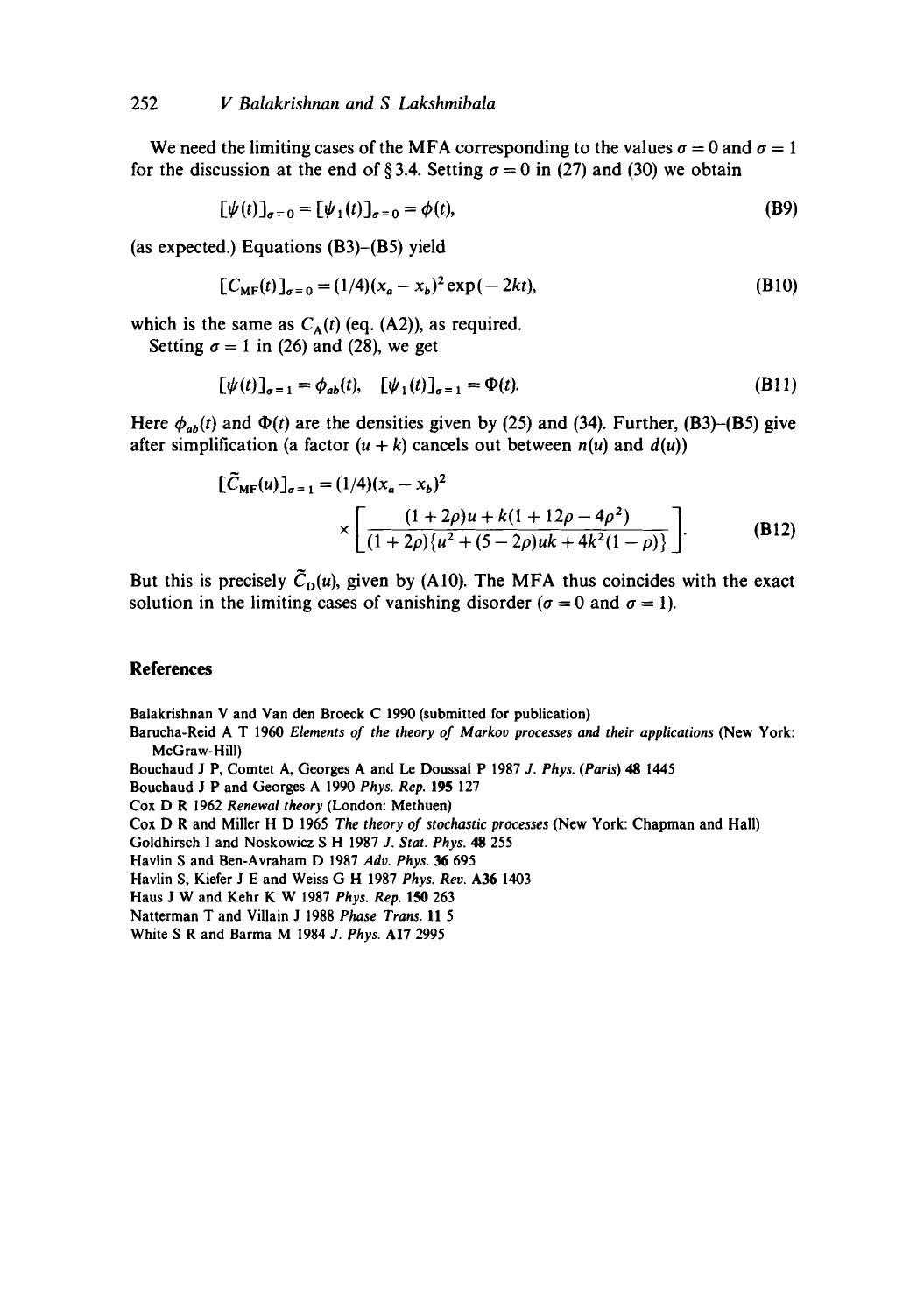We need the limiting cases of the MFA corresponding to the values $\sigma = 0$ and $\sigma = 1$ for the discussion at the end of § 3.4. Setting $\sigma = 0$ in (27) and (30) we obtain

$$[\psi(t)]_{\sigma=0} = [\psi_1(t)]_{\sigma=0} = \phi(t), \tag{B9}$$

(as expected.) Equations (B3)–(B5) yield

$$[C_{\mathrm{MF}}(t)]_{\sigma=0} = (1/4)(x_a - x_b)^2 \exp(-2kt), \tag{B10}$$

which is the same as $C_{\mathrm{A}}(t)$ (eq. (A2)), as required.

Setting $\sigma = 1$ in (26) and (28), we get

$$[\psi(t)]_{\sigma=1} = \phi_{ab}(t), \quad [\psi_1(t)]_{\sigma=1} = \Phi(t). \tag{B11}$$

Here $\phi_{ab}(t)$ and $\Phi(t)$ are the densities given by (25) and (34). Further, (B3)–(B5) give after simplification (a factor $(u+k)$ cancels out between $n(u)$ and $d(u)$)

$$[\tilde{C}_{\mathrm{MF}}(u)]_{\sigma=1} = (1/4)(x_a - x_b)^2 \times \left[ \frac{(1+2\rho)u + k(1 + 12\rho - 4\rho^2)}{(1+2\rho)\{u^2 + (5-2\rho)uk + 4k^2(1-\rho)\}} \right]. \tag{B12}$$

But this is precisely $\tilde{C}_{\mathrm{D}}(u)$, given by (A10). The MFA thus coincides with the exact solution in the limiting cases of vanishing disorder ($\sigma = 0$ and $\sigma = 1$).

## References

Balakrishnan V and Van den Broeck C 1990 (submitted for publication)

Barucha-Reid A T 1960 *Elements of the theory of Markov processes and their applications* (New York: McGraw-Hill)

Bouchaud J P, Comtet A, Georges A and Le Doussal P 1987 *J. Phys. (Paris)* **48** 1445

Bouchaud J P and Georges A 1990 *Phys. Rep.* **195** 127

Cox D R 1962 *Renewal theory* (London: Methuen)

Cox D R and Miller H D 1965 *The theory of stochastic processes* (New York: Chapman and Hall)

Goldhirsch I and Noskowicz S H 1987 *J. Stat. Phys.* **48** 255

Havlin S and Ben-Avraham D 1987 *Adv. Phys.* **36** 695

Havlin S, Kiefer J E and Weiss G H 1987 *Phys. Rev.* **A36** 1403

Haus J W and Kehr K W 1987 *Phys. Rep.* **150** 263

Natterman T and Villain J 1988 *Phase Trans.* **11** 5

White S R and Barma M 1984 *J. Phys.* **A17** 2995